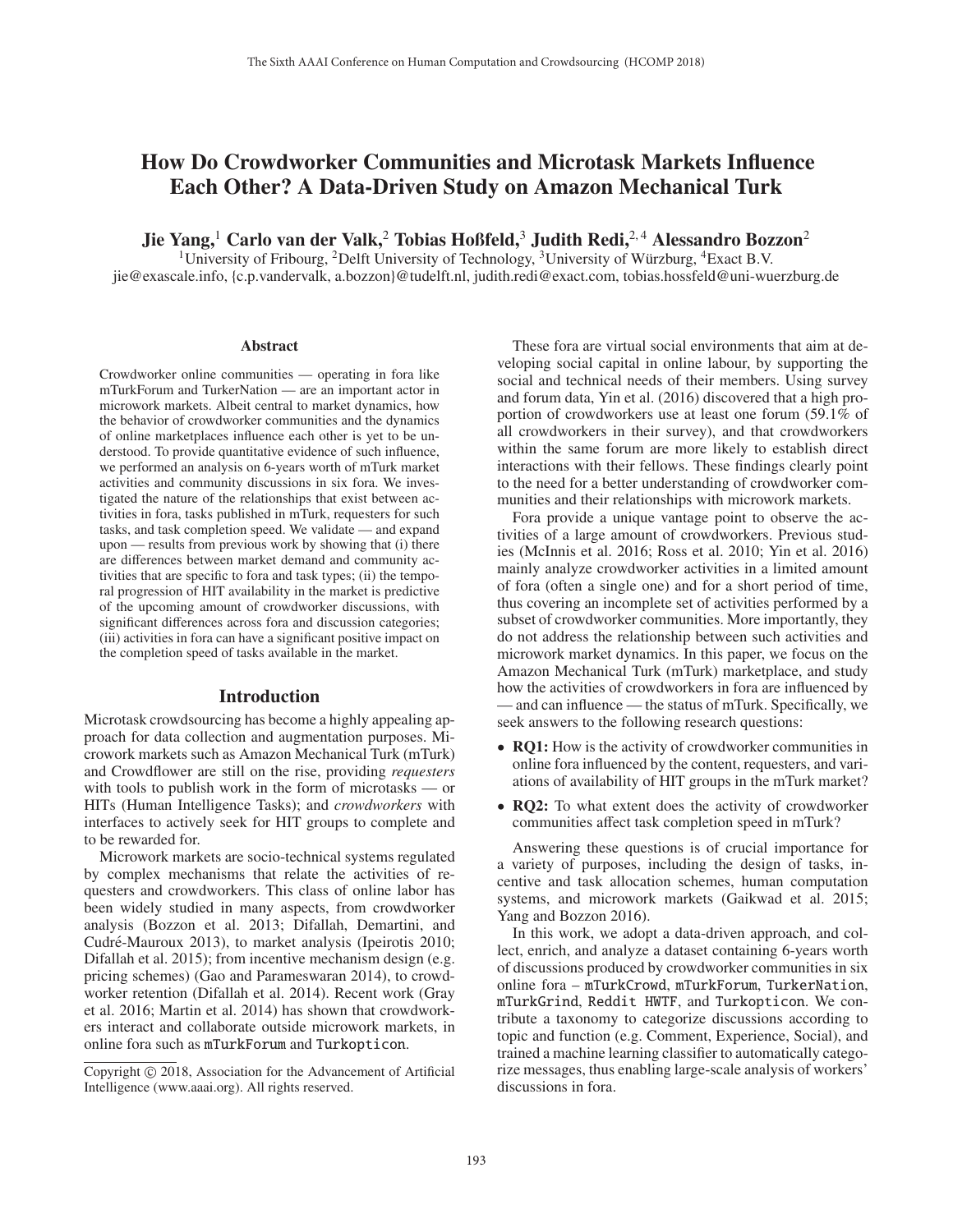# How Do Crowdworker Communities and Microtask Markets Influence Each Other? A Data-Driven Study on Amazon Mechanical Turk

**Jie Yang,[1] Carlo van der Valk,[2] Tobias Hoßfeld,[3] Judith Redi,[2,4] Alessandro Bozzon[2]**

[1]University of Fribourg, [2]Delft University of Technology, [3]University of Würzburg, [4]Exact B.V.
jie@exascale.info, {c.p.vandervalk, a.bozzon}@tudelft.nl, judith.redi@exact.com, tobias.hossfeld@uni-wuerzburg.de

## Abstract

Crowdworker online communities — operating in fora like mTurkForum and TurkerNation — are an important actor in microwork markets. Albeit central to market dynamics, how the behavior of crowdworker communities and the dynamics of online marketplaces influence each other is yet to be understood. To provide quantitative evidence of such influence, we performed an analysis on 6-years worth of mTurk market activities and community discussions in six fora. We investigated the nature of the relationships that exist between activities in fora, tasks published in mTurk, requesters for such tasks, and task completion speed. We validate — and expand upon — results from previous work by showing that (i) there are differences between market demand and community activities that are specific to fora and task types; (ii) the temporal progression of HIT availability in the market is predictive of the upcoming amount of crowdworker discussions, with significant differences across fora and discussion categories; (iii) activities in fora can have a significant positive impact on the completion speed of tasks available in the market.

## Introduction

Microtask crowdsourcing has become a highly appealing approach for data collection and augmentation purposes. Microwork markets such as Amazon Mechanical Turk (mTurk) and Crowdflower are still on the rise, providing *requesters* with tools to publish work in the form of microtasks — or HITs (Human Intelligence Tasks); and *crowdworkers* with interfaces to actively seek for HIT groups to complete and to be rewarded for.

Microwork markets are socio-technical systems regulated by complex mechanisms that relate the activities of requesters and crowdworkers. This class of online labor has been widely studied in many aspects, from crowdworker analysis (Bozzon et al. 2013; Difallah, Demartini, and Cudré-Mauroux 2013), to market analysis (Ipeirotis 2010; Difallah et al. 2015); from incentive mechanism design (e.g. pricing schemes) (Gao and Parameswaran 2014), to crowdworker retention (Difallah et al. 2014). Recent work (Gray et al. 2016; Martin et al. 2014) has shown that crowdworkers interact and collaborate outside microwork markets, in online fora such as `mTurkForum` and `Turkopticon`.

These fora are virtual social environments that aim at developing social capital in online labour, by supporting the social and technical needs of their members. Using survey and forum data, Yin et al. (2016) discovered that a high proportion of crowdworkers use at least one forum (59.1% of all crowdworkers in their survey), and that crowdworkers within the same forum are more likely to establish direct interactions with their fellows. These findings clearly point to the need for a better understanding of crowdworker communities and their relationships with microwork markets.

Fora provide a unique vantage point to observe the activities of a large amount of crowdworkers. Previous studies (McInnis et al. 2016; Ross et al. 2010; Yin et al. 2016) mainly analyze crowdworker activities in a limited amount of fora (often a single one) and for a short period of time, thus covering an incomplete set of activities performed by a subset of crowdworker communities. More importantly, they do not address the relationship between such activities and microwork market dynamics. In this paper, we focus on the Amazon Mechanical Turk (mTurk) marketplace, and study how the activities of crowdworkers in fora are influenced by — and can influence — the status of mTurk. Specifically, we seek answers to the following research questions:

- **RQ1:** How is the activity of crowdworker communities in online fora influenced by the content, requesters, and variations of availability of HIT groups in the mTurk market?
- **RQ2:** To what extent does the activity of crowdworker communities affect task completion speed in mTurk?

Answering these questions is of crucial importance for a variety of purposes, including the design of tasks, incentive and task allocation schemes, human computation systems, and microwork markets (Gaikwad et al. 2015; Yang and Bozzon 2016).

In this work, we adopt a data-driven approach, and collect, enrich, and analyze a dataset containing 6-years worth of discussions produced by crowdworker communities in six online fora – `mTurkCrowd`, `mTurkForum`, `TurkerNation`, `mTurkGrind`, `Reddit HWTF`, and `Turkopticon`. We contribute a taxonomy to categorize discussions according to topic and function (e.g. Comment, Experience, Social), and trained a machine learning classifier to automatically categorize messages, thus enabling large-scale analysis of workers' discussions in fora.

Copyright © 2018, Association for the Advancement of Artificial Intelligence (www.aaai.org). All rights reserved.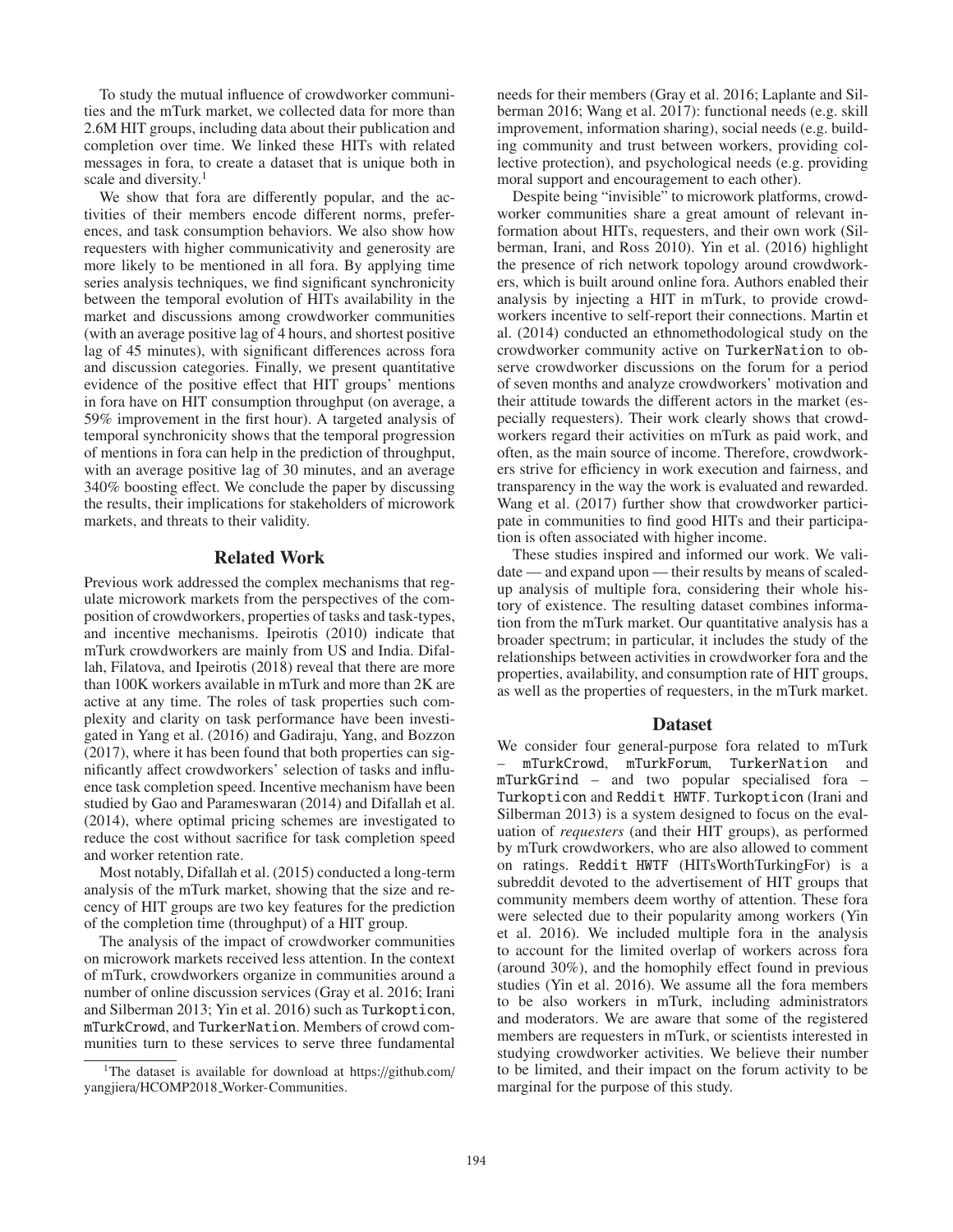To study the mutual influence of crowdworker communities and the mTurk market, we collected data for more than 2.6M HIT groups, including data about their publication and completion over time. We linked these HITs with related messages in fora, to create a dataset that is unique both in scale and diversity.[1]

We show that fora are differently popular, and the activities of their members encode different norms, preferences, and task consumption behaviors. We also show how requesters with higher communicativity and generosity are more likely to be mentioned in all fora. By applying time series analysis techniques, we find significant synchronicity between the temporal evolution of HITs availability in the market and discussions among crowdworker communities (with an average positive lag of 4 hours, and shortest positive lag of 45 minutes), with significant differences across fora and discussion categories. Finally, we present quantitative evidence of the positive effect that HIT groups' mentions in fora have on HIT consumption throughput (on average, a 59% improvement in the first hour). A targeted analysis of temporal synchronicity shows that the temporal progression of mentions in fora can help in the prediction of throughput, with an average positive lag of 30 minutes, and an average 340% boosting effect. We conclude the paper by discussing the results, their implications for stakeholders of microwork markets, and threats to their validity.

## Related Work

Previous work addressed the complex mechanisms that regulate microwork markets from the perspectives of the composition of crowdworkers, properties of tasks and task-types, and incentive mechanisms. Ipeirotis (2010) indicate that mTurk crowdworkers are mainly from US and India. Difallah, Filatova, and Ipeirotis (2018) reveal that there are more than 100K workers available in mTurk and more than 2K are active at any time. The roles of task properties such complexity and clarity on task performance have been investigated in Yang et al. (2016) and Gadiraju, Yang, and Bozzon (2017), where it has been found that both properties can significantly affect crowdworkers' selection of tasks and influence task completion speed. Incentive mechanism have been studied by Gao and Parameswaran (2014) and Difallah et al. (2014), where optimal pricing schemes are investigated to reduce the cost without sacrifice for task completion speed and worker retention rate.

Most notably, Difallah et al. (2015) conducted a long-term analysis of the mTurk market, showing that the size and recency of HIT groups are two key features for the prediction of the completion time (throughput) of a HIT group.

The analysis of the impact of crowdworker communities on microwork markets received less attention. In the context of mTurk, crowdworkers organize in communities around a number of online discussion services (Gray et al. 2016; Irani and Silberman 2013; Yin et al. 2016) such as `Turkopticon`, `mTurkCrowd`, and `TurkerNation`. Members of crowd communities turn to these services to serve three fundamental needs for their members (Gray et al. 2016; Laplante and Silberman 2016; Wang et al. 2017): functional needs (e.g. skill improvement, information sharing), social needs (e.g. building community and trust between workers, providing collective protection), and psychological needs (e.g. providing moral support and encouragement to each other).

Despite being "invisible" to microwork platforms, crowdworker communities share a great amount of relevant information about HITs, requesters, and their own work (Silberman, Irani, and Ross 2010). Yin et al. (2016) highlight the presence of rich network topology around crowdworkers, which is built around online fora. Authors enabled their analysis by injecting a HIT in mTurk, to provide crowdworkers incentive to self-report their connections. Martin et al. (2014) conducted an ethnomethodological study on the crowdworker community active on `TurkerNation` to observe crowdworker discussions on the forum for a period of seven months and analyze crowdworkers' motivation and their attitude towards the different actors in the market (especially requesters). Their work clearly shows that crowdworkers regard their activities on mTurk as paid work, and often, as the main source of income. Therefore, crowdworkers strive for efficiency in work execution and fairness, and transparency in the way the work is evaluated and rewarded. Wang et al. (2017) further show that crowdworker participate in communities to find good HITs and their participation is often associated with higher income.

These studies inspired and informed our work. We validate — and expand upon — their results by means of scaled-up analysis of multiple fora, considering their whole history of existence. The resulting dataset combines information from the mTurk market. Our quantitative analysis has a broader spectrum; in particular, it includes the study of the relationships between activities in crowdworker fora and the properties, availability, and consumption rate of HIT groups, as well as the properties of requesters, in the mTurk market.

## Dataset

We consider four general-purpose fora related to mTurk – `mTurkCrowd`, `mTurkForum`, `TurkerNation` and `mTurkGrind` – and two popular specialised fora – `Turkopticon` and `Reddit HWTF`. `Turkopticon` (Irani and Silberman 2013) is a system designed to focus on the evaluation of *requesters* (and their HIT groups), as performed by mTurk crowdworkers, who are also allowed to comment on ratings. `Reddit HWTF` (HITsWorthTurkingFor) is a subreddit devoted to the advertisement of HIT groups that community members deem worthy of attention. These fora were selected due to their popularity among workers (Yin et al. 2016). We included multiple fora in the analysis to account for the limited overlap of workers across fora (around 30%), and the homophily effect found in previous studies (Yin et al. 2016). We assume all the fora members to be also workers in mTurk, including administrators and moderators. We are aware that some of the registered members are requesters in mTurk, or scientists interested in studying crowdworker activities. We believe their number to be limited, and their impact on the forum activity to be marginal for the purpose of this study.

[1]The dataset is available for download at https://github.com/yangjiera/HCOMP2018_Worker-Communities.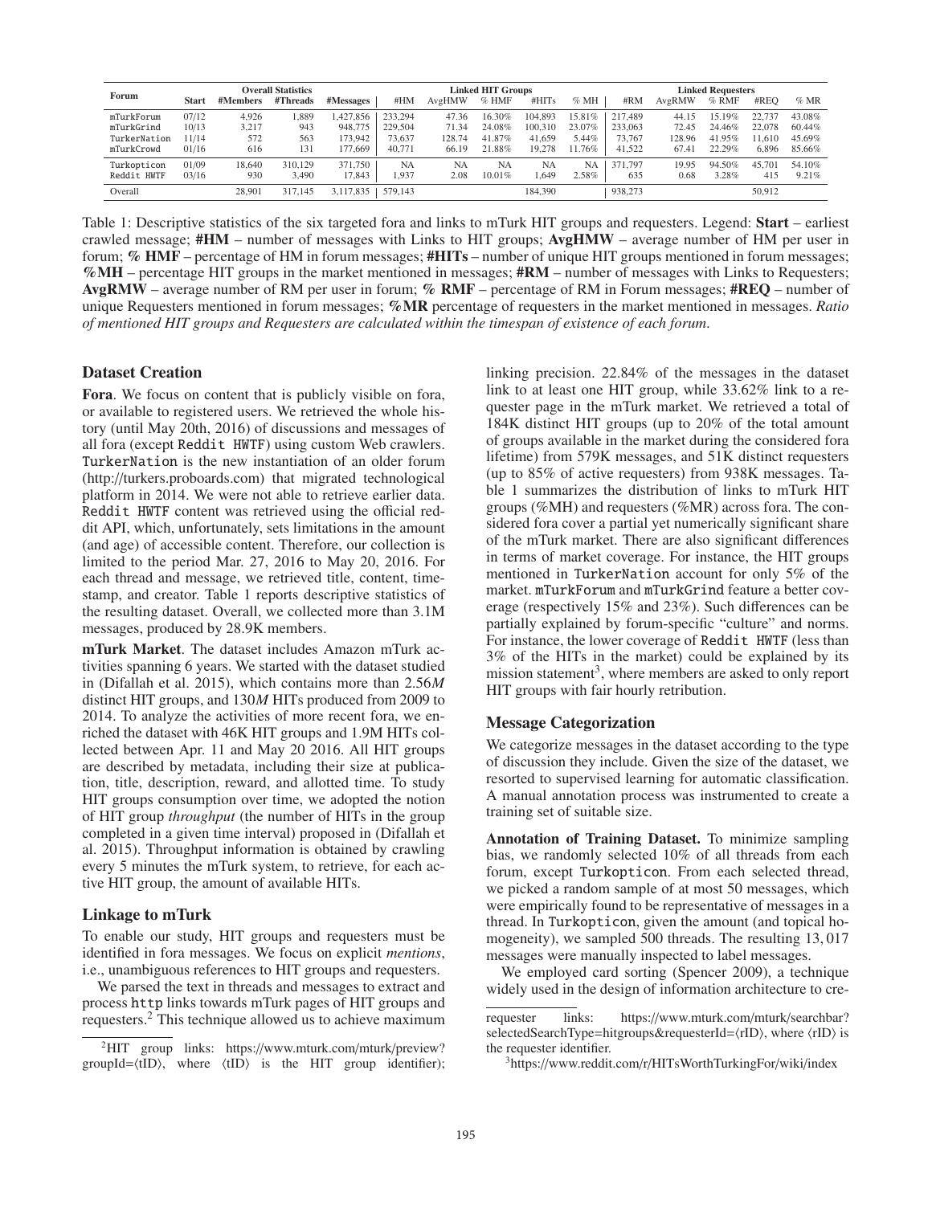| Forum | Overall Statistics | | | | Linked HIT Groups | | | | | Linked Requesters | | | | |
|---|---|---|---|---|---|---|---|---|---|---|---|---|---|---|
| | Start | #Members | #Threads | #Messages | #HM | AvgHMW | % HMF | #HITs | % MH | #RM | AvgRMW | % RMF | #REQ | % MR |
| mTurkForum | 07/12 | 4,926 | 1,889 | 1,427,856 | 233,294 | 47.36 | 16.30% | 104,893 | 15.81% | 217,489 | 44.15 | 15.19% | 22,737 | 43.08% |
| mTurkGrind | 10/13 | 3,217 | 943 | 948,775 | 229,504 | 71.34 | 24.08% | 100,310 | 23.07% | 233,063 | 72.45 | 24.46% | 22,078 | 60.44% |
| TurkerNation | 11/14 | 572 | 563 | 173,942 | 73,637 | 128.74 | 41.87% | 41,659 | 5.44% | 73,767 | 128.96 | 41.95% | 11,610 | 45.69% |
| mTurkCrowd | 01/16 | 616 | 131 | 177,669 | 40,771 | 66.19 | 21.88% | 19,278 | 11.76% | 41,522 | 67.41 | 22.29% | 6,896 | 85.66% |
| Turkopticon | 01/09 | 18,640 | 310,129 | 371,750 | NA | NA | NA | NA | NA | 371,797 | 19.95 | 94.50% | 45,701 | 54.10% |
| Reddit HWTF | 03/16 | 930 | 3,490 | 17,843 | 1,937 | 2.08 | 10.01% | 1,649 | 2.58% | 635 | 0.68 | 3.28% | 415 | 9.21% |
| Overall | | 28,901 | 317,145 | 3,117,835 | 579,143 | | | 184,390 | | 938,273 | | | 50,912 | |

Table 1: Descriptive statistics of the six targeted fora and links to mTurk HIT groups and requesters. Legend: **Start** – earliest crawled message; **#HM** – number of messages with Links to HIT groups; **AvgHMW** – average number of HM per user in forum; **% HMF** – percentage of HM in forum messages; **#HITs** – number of unique HIT groups mentioned in forum messages; **%MH** – percentage HIT groups in the market mentioned in messages; **#RM** – number of messages with Links to Requesters; **AvgRMW** – average number of RM per user in forum; **% RMF** – percentage of RM in Forum messages; **#REQ** – number of unique Requesters mentioned in forum messages; **%MR** percentage of requesters in the market mentioned in messages. *Ratio of mentioned HIT groups and Requesters are calculated within the timespan of existence of each forum.*

## Dataset Creation

**Fora**. We focus on content that is publicly visible on fora, or available to registered users. We retrieved the whole history (until May 20th, 2016) of discussions and messages of all fora (except Reddit HWTF) using custom Web crawlers. TurkerNation is the new instantiation of an older forum (http://turkers.proboards.com) that migrated technological platform in 2014. We were not able to retrieve earlier data. Reddit HWTF content was retrieved using the official reddit API, which, unfortunately, sets limitations in the amount (and age) of accessible content. Therefore, our collection is limited to the period Mar. 27, 2016 to May 20, 2016. For each thread and message, we retrieved title, content, timestamp, and creator. Table 1 reports descriptive statistics of the resulting dataset. Overall, we collected more than 3.1M messages, produced by 28.9K members.

**mTurk Market**. The dataset includes Amazon mTurk activities spanning 6 years. We started with the dataset studied in (Difallah et al. 2015), which contains more than 2.56*M* distinct HIT groups, and 130*M* HITs produced from 2009 to 2014. To analyze the activities of more recent fora, we enriched the dataset with 46K HIT groups and 1.9M HITs collected between Apr. 11 and May 20 2016. All HIT groups are described by metadata, including their size at publication, title, description, reward, and allotted time. To study HIT groups consumption over time, we adopted the notion of HIT group *throughput* (the number of HITs in the group completed in a given time interval) proposed in (Difallah et al. 2015). Throughput information is obtained by crawling every 5 minutes the mTurk system, to retrieve, for each active HIT group, the amount of available HITs.

## Linkage to mTurk

To enable our study, HIT groups and requesters must be identified in fora messages. We focus on explicit *mentions*, i.e., unambiguous references to HIT groups and requesters.

We parsed the text in threads and messages to extract and process http links towards mTurk pages of HIT groups and requesters.[2] This technique allowed us to achieve maximum linking precision. 22.84% of the messages in the dataset link to at least one HIT group, while 33.62% link to a requester page in the mTurk market. We retrieved a total of 184K distinct HIT groups (up to 20% of the total amount of groups available in the market during the considered fora lifetime) from 579K messages, and 51K distinct requesters (up to 85% of active requesters) from 938K messages. Table 1 summarizes the distribution of links to mTurk HIT groups (%MH) and requesters (%MR) across fora. The considered fora cover a partial yet numerically significant share of the mTurk market. There are also significant differences in terms of market coverage. For instance, the HIT groups mentioned in TurkerNation account for only 5% of the market. mTurkForum and mTurkGrind feature a better coverage (respectively 15% and 23%). Such differences can be partially explained by forum-specific "culture" and norms. For instance, the lower coverage of Reddit HWTF (less than 3% of the HITs in the market) could be explained by its mission statement[3], where members are asked to only report HIT groups with fair hourly retribution.

## Message Categorization

We categorize messages in the dataset according to the type of discussion they include. Given the size of the dataset, we resorted to supervised learning for automatic classification. A manual annotation process was instrumented to create a training set of suitable size.

**Annotation of Training Dataset.** To minimize sampling bias, we randomly selected 10% of all threads from each forum, except Turkopticon. From each selected thread, we picked a random sample of at most 50 messages, which were empirically found to be representative of messages in a thread. In Turkopticon, given the amount (and topical homogeneity), we sampled 500 threads. The resulting 13,017 messages were manually inspected to label messages.

We employed card sorting (Spencer 2009), a technique widely used in the design of information architecture to cre-

[2]HIT group links: https://www.mturk.com/mturk/preview?groupId=⟨tID⟩, where ⟨tID⟩ is the HIT group identifier); requester links: https://www.mturk.com/mturk/searchbar?selectedSearchType=hitgroups&requesterId=⟨rID⟩, where ⟨rID⟩ is the requester identifier.

[3]https://www.reddit.com/r/HITsWorthTurkingFor/wiki/index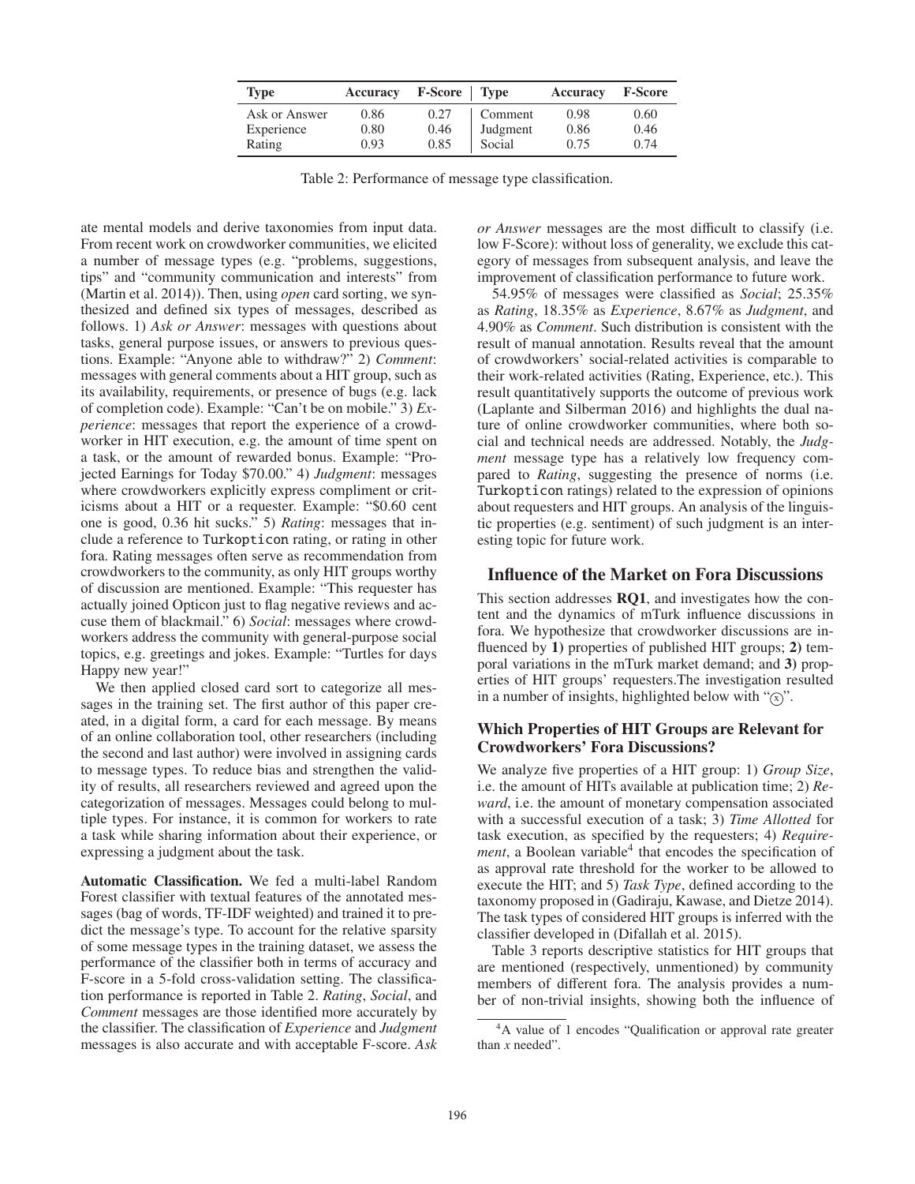| Type | Accuracy | F-Score | Type | Accuracy | F-Score |
|---|---|---|---|---|---|
| Ask or Answer | 0.86 | 0.27 | Comment | 0.98 | 0.60 |
| Experience | 0.80 | 0.46 | Judgment | 0.86 | 0.46 |
| Rating | 0.93 | 0.85 | Social | 0.75 | 0.74 |

Table 2: Performance of message type classification.

ate mental models and derive taxonomies from input data. From recent work on crowdworker communities, we elicited a number of message types (e.g. "problems, suggestions, tips" and "community communication and interests" from (Martin et al. 2014)). Then, using *open* card sorting, we synthesized and defined six types of messages, described as follows. 1) *Ask or Answer*: messages with questions about tasks, general purpose issues, or answers to previous questions. Example: "Anyone able to withdraw?" 2) *Comment*: messages with general comments about a HIT group, such as its availability, requirements, or presence of bugs (e.g. lack of completion code). Example: "Can't be on mobile." 3) *Experience*: messages that report the experience of a crowdworker in HIT execution, e.g. the amount of time spent on a task, or the amount of rewarded bonus. Example: "Projected Earnings for Today $70.00." 4) *Judgment*: messages where crowdworkers explicitly express compliment or criticisms about a HIT or a requester. Example: "$0.60 cent one is good, 0.36 hit sucks." 5) *Rating*: messages that include a reference to Turkopticon rating, or rating in other fora. Rating messages often serve as recommendation from crowdworkers to the community, as only HIT groups worthy of discussion are mentioned. Example: "This requester has actually joined Opticon just to flag negative reviews and accuse them of blackmail." 6) *Social*: messages where crowdworkers address the community with general-purpose social topics, e.g. greetings and jokes. Example: "Turtles for days Happy new year!"

We then applied closed card sort to categorize all messages in the training set. The first author of this paper created, in a digital form, a card for each message. By means of an online collaboration tool, other researchers (including the second and last author) were involved in assigning cards to message types. To reduce bias and strengthen the validity of results, all researchers reviewed and agreed upon the categorization of messages. Messages could belong to multiple types. For instance, it is common for workers to rate a task while sharing information about their experience, or expressing a judgment about the task.

**Automatic Classification.** We fed a multi-label Random Forest classifier with textual features of the annotated messages (bag of words, TF-IDF weighted) and trained it to predict the message's type. To account for the relative sparsity of some message types in the training dataset, we assess the performance of the classifier both in terms of accuracy and F-score in a 5-fold cross-validation setting. The classification performance is reported in Table 2. *Rating*, *Social*, and *Comment* messages are those identified more accurately by the classifier. The classification of *Experience* and *Judgment* messages is also accurate and with acceptable F-score. *Ask or Answer* messages are the most difficult to classify (i.e. low F-Score): without loss of generality, we exclude this category of messages from subsequent analysis, and leave the improvement of classification performance to future work.

54.95% of messages were classified as *Social*; 25.35% as *Rating*, 18.35% as *Experience*, 8.67% as *Judgment*, and 4.90% as *Comment*. Such distribution is consistent with the result of manual annotation. Results reveal that the amount of crowdworkers' social-related activities is comparable to their work-related activities (Rating, Experience, etc.). This result quantitatively supports the outcome of previous work (Laplante and Silberman 2016) and highlights the dual nature of online crowdworker communities, where both social and technical needs are addressed. Notably, the *Judgment* message type has a relatively low frequency compared to *Rating*, suggesting the presence of norms (i.e. Turkopticon ratings) related to the expression of opinions about requesters and HIT groups. An analysis of the linguistic properties (e.g. sentiment) of such judgment is an interesting topic for future work.

## Influence of the Market on Fora Discussions

This section addresses **RQ1**, and investigates how the content and the dynamics of mTurk influence discussions in fora. We hypothesize that crowdworker discussions are influenced by **1)** properties of published HIT groups; **2)** temporal variations in the mTurk market demand; and **3)** properties of HIT groups' requesters.The investigation resulted in a number of insights, highlighted below with "ⓧ".

### Which Properties of HIT Groups are Relevant for Crowdworkers' Fora Discussions?

We analyze five properties of a HIT group: 1) *Group Size*, i.e. the amount of HITs available at publication time; 2) *Reward*, i.e. the amount of monetary compensation associated with a successful execution of a task; 3) *Time Allotted* for task execution, as specified by the requesters; 4) *Requirement*, a Boolean variable[4] that encodes the specification of as approval rate threshold for the worker to be allowed to execute the HIT; and 5) *Task Type*, defined according to the taxonomy proposed in (Gadiraju, Kawase, and Dietze 2014). The task types of considered HIT groups is inferred with the classifier developed in (Difallah et al. 2015).

Table 3 reports descriptive statistics for HIT groups that are mentioned (respectively, unmentioned) by community members of different fora. The analysis provides a number of non-trivial insights, showing both the influence of

[4] A value of 1 encodes "Qualification or approval rate greater than *x* needed".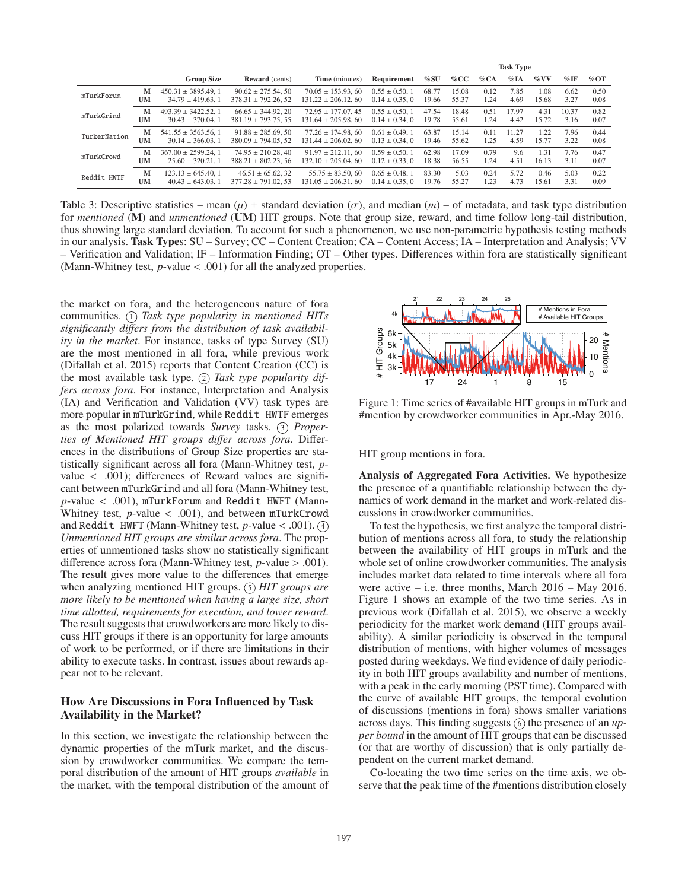|  |  | Group Size | Reward (cents) | Time (minutes) | Requirement | Task Type |  |  |  |  |  |  |
|---|---|---|---|---|---|---|---|---|---|---|---|---|
|  |  |  |  |  |  | %SU | %CC | %CA | %IA | %VV | %IF | %OT |
| mTurkForum | M | 450.31 ± 3895.49, 1 | 90.62 ± 275.54, 50 | 70.05 ± 153.93, 60 | 0.55 ± 0.50, 1 | 68.77 | 15.08 | 0.12 | 7.85 | 1.08 | 6.62 | 0.50 |
|  | UM | 34.79 ± 419.63, 1 | 378.31 ± 792.26, 52 | 131.22 ± 206.12, 60 | 0.14 ± 0.35, 0 | 19.66 | 55.37 | 1.24 | 4.69 | 15.68 | 3.27 | 0.08 |
| mTurkGrind | M | 493.39 ± 3422.52, 1 | 66.65 ± 344.92, 20 | 72.95 ± 177.07, 45 | 0.55 ± 0.50, 1 | 47.54 | 18.48 | 0.51 | 17.97 | 4.31 | 10.37 | 0.82 |
|  | UM | 30.43 ± 370.04, 1 | 381.19 ± 793.75, 55 | 131.64 ± 205.98, 60 | 0.14 ± 0.34, 0 | 19.78 | 55.61 | 1.24 | 4.42 | 15.72 | 3.16 | 0.07 |
| TurkerNation | M | 541.55 ± 3563.56, 1 | 91.88 ± 285.69, 50 | 77.26 ± 174.98, 60 | 0.61 ± 0.49, 1 | 63.87 | 15.14 | 0.11 | 11.27 | 1.22 | 7.96 | 0.44 |
|  | UM | 30.14 ± 366.03, 1 | 380.09 ± 794.05, 52 | 131.44 ± 206.02, 60 | 0.13 ± 0.34, 0 | 19.46 | 55.62 | 1.25 | 4.59 | 15.77 | 3.22 | 0.08 |
| mTurkCrowd | M | 367.00 ± 2599.24, 1 | 74.95 ± 210.28, 40 | 91.97 ± 212.11, 60 | 0.59 ± 0.50, 1 | 62.98 | 17.09 | 0.79 | 9.6 | 1.31 | 7.76 | 0.47 |
|  | UM | 25.60 ± 320.21, 1 | 388.21 ± 802.23, 56 | 132.10 ± 205.04, 60 | 0.12 ± 0.33, 0 | 18.38 | 56.55 | 1.24 | 4.51 | 16.13 | 3.11 | 0.07 |
| Reddit HWTF | M | 123.13 ± 645.40, 1 | 46.51 ± 65.62, 32 | 55.75 ± 83.50, 60 | 0.65 ± 0.48, 1 | 83.30 | 5.03 | 0.24 | 5.72 | 0.46 | 5.03 | 0.22 |
|  | UM | 40.43 ± 643.03, 1 | 377.28 ± 791.02, 53 | 131.05 ± 206.31, 60 | 0.14 ± 0.35, 0 | 19.76 | 55.27 | 1.23 | 4.73 | 15.61 | 3.31 | 0.09 |

Table 3: Descriptive statistics – mean ($\mu$) ± standard deviation ($\sigma$), and median ($m$) – of metadata, and task type distribution for *mentioned* (**M**) and *unmentioned* (**UM**) HIT groups. Note that group size, reward, and time follow long-tail distribution, thus showing large standard deviation. To account for such a phenomenon, we use non-parametric hypothesis testing methods in our analysis. **Task Types**: SU – Survey; CC – Content Creation; CA – Content Access; IA – Interpretation and Analysis; VV – Verification and Validation; IF – Information Finding; OT – Other types. Differences within fora are statistically significant (Mann-Whitney test, $p$-value < .001) for all the analyzed properties.

the market on fora, and the heterogeneous nature of fora communities. (1) *Task type popularity in mentioned HITs significantly differs from the distribution of task availability in the market*. For instance, tasks of type Survey (SU) are the most mentioned in all fora, while previous work (Difallah et al. 2015) reports that Content Creation (CC) is the most available task type. (2) *Task type popularity differs across fora*. For instance, Interpretation and Analysis (IA) and Verification and Validation (VV) task types are more popular in mTurkGrind, while Reddit HWTF emerges as the most polarized towards *Survey* tasks. (3) *Properties of Mentioned HIT groups differ across fora*. Differences in the distributions of Group Size properties are statistically significant across all fora (Mann-Whitney test, $p$-value < .001); differences of Reward values are significant between mTurkGrind and all fora (Mann-Whitney test, $p$-value < .001), mTurkForum and Reddit HWFT (Mann-Whitney test, $p$-value < .001), and between mTurkCrowd and Reddit HWFT (Mann-Whitney test, $p$-value < .001). (4) *Unmentioned HIT groups are similar across fora*. The properties of unmentioned tasks show no statistically significant difference across fora (Mann-Whitney test, $p$-value > .001). The result gives more value to the differences that emerge when analyzing mentioned HIT groups. (5) *HIT groups are more likely to be mentioned when having a large size, short time allotted, requirements for execution, and lower reward*. The result suggests that crowdworkers are more likely to discuss HIT groups if there is an opportunity for large amounts of work to be performed, or if there are limitations in their ability to execute tasks. In contrast, issues about rewards appear not to be relevant.

## How Are Discussions in Fora Influenced by Task Availability in the Market?

In this section, we investigate the relationship between the dynamic properties of the mTurk market, and the discussion by crowdworker communities. We compare the temporal distribution of the amount of HIT groups *available* in the market, with the temporal distribution of the amount of HIT group mentions in fora.

Figure 1: Time series of #available HIT groups in mTurk and #mention by crowdworker communities in Apr.-May 2016.

**Analysis of Aggregated Fora Activities.** We hypothesize the presence of a quantifiable relationship between the dynamics of work demand in the market and work-related discussions in crowdworker communities.

To test the hypothesis, we first analyze the temporal distribution of mentions across all fora, to study the relationship between the availability of HIT groups in mTurk and the whole set of online crowdworker communities. The analysis includes market data related to time intervals where all fora were active – i.e. three months, March 2016 – May 2016. Figure 1 shows an example of the two time series. As in previous work (Difallah et al. 2015), we observe a weekly periodicity for the market work demand (HIT groups availability). A similar periodicity is observed in the temporal distribution of mentions, with higher volumes of messages posted during weekdays. We find evidence of daily periodicity in both HIT groups availability and number of mentions, with a peak in the early morning (PST time). Compared with the curve of available HIT groups, the temporal evolution of discussions (mentions in fora) shows smaller variations across days. This finding suggests (6) the presence of an *upper bound* in the amount of HIT groups that can be discussed (or that are worthy of discussion) that is only partially dependent on the current market demand.

Co-locating the two time series on the time axis, we observe that the peak time of the #mentions distribution closely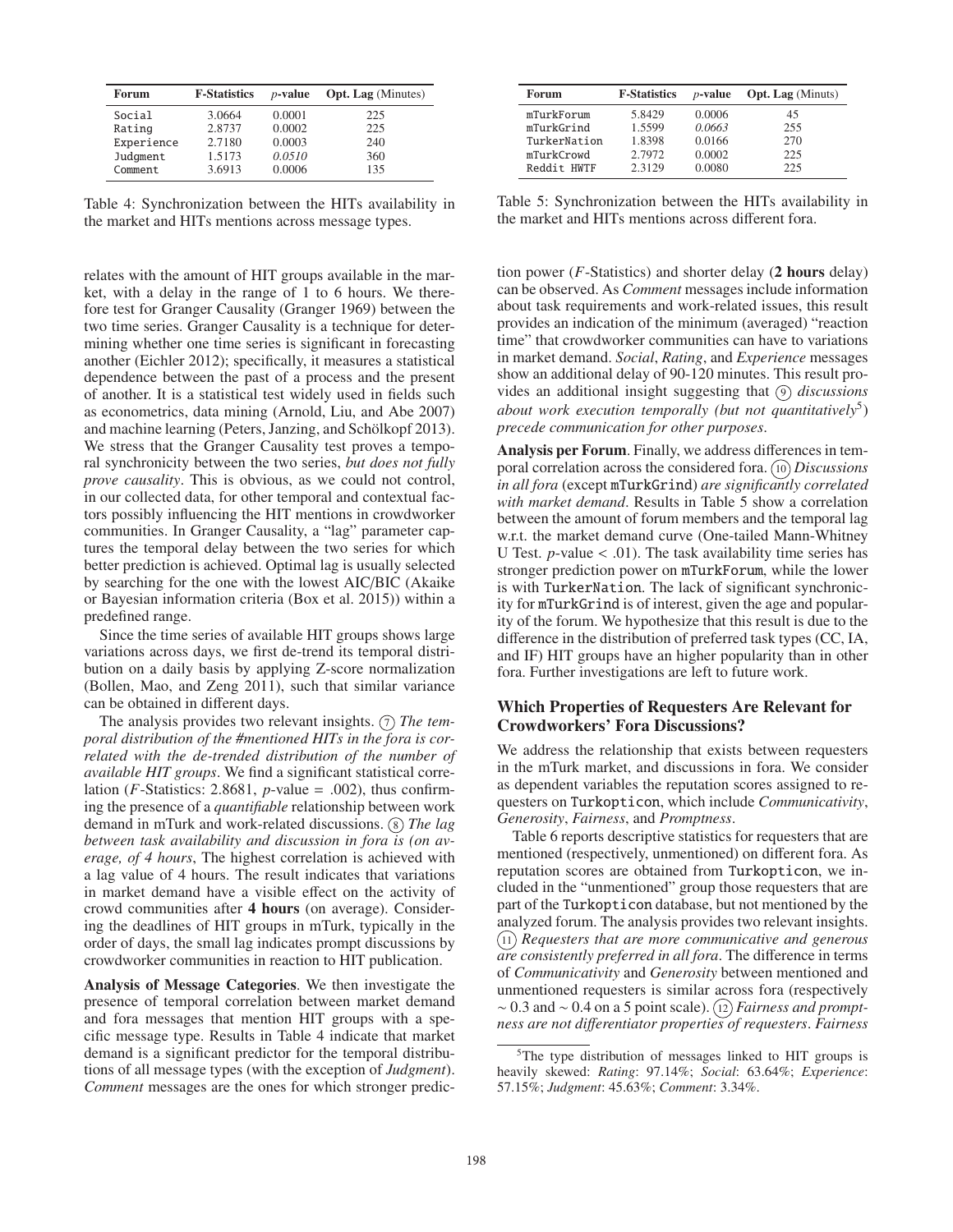| Forum | F-Statistics | p-value | Opt. Lag (Minutes) |
|---|---|---|---|
| Social | 3.0664 | 0.0001 | 225 |
| Rating | 2.8737 | 0.0002 | 225 |
| Experience | 2.7180 | 0.0003 | 240 |
| Judgment | 1.5173 | *0.0510* | 360 |
| Comment | 3.6913 | 0.0006 | 135 |

Table 4: Synchronization between the HITs availability in the market and HITs mentions across message types.

relates with the amount of HIT groups available in the market, with a delay in the range of 1 to 6 hours. We therefore test for Granger Causality (Granger 1969) between the two time series. Granger Causality is a technique for determining whether one time series is significant in forecasting another (Eichler 2012); specifically, it measures a statistical dependence between the past of a process and the present of another. It is a statistical test widely used in fields such as econometrics, data mining (Arnold, Liu, and Abe 2007) and machine learning (Peters, Janzing, and Schölkopf 2013). We stress that the Granger Causality test proves a temporal synchronicity between the two series, *but does not fully prove causality*. This is obvious, as we could not control, in our collected data, for other temporal and contextual factors possibly influencing the HIT mentions in crowdworker communities. In Granger Causality, a "lag" parameter captures the temporal delay between the two series for which better prediction is achieved. Optimal lag is usually selected by searching for the one with the lowest AIC/BIC (Akaike or Bayesian information criteria (Box et al. 2015)) within a predefined range.

Since the time series of available HIT groups shows large variations across days, we first de-trend its temporal distribution on a daily basis by applying Z-score normalization (Bollen, Mao, and Zeng 2011), such that similar variance can be obtained in different days.

The analysis provides two relevant insights. (7) *The temporal distribution of the #mentioned HITs in the fora is correlated with the de-trended distribution of the number of available HIT groups*. We find a significant statistical correlation ($F$-Statistics: 2.8681, $p$-value = .002), thus confirming the presence of a *quantifiable* relationship between work demand in mTurk and work-related discussions. (8) *The lag between task availability and discussion in fora is (on average, of 4 hours*, The highest correlation is achieved with a lag value of 4 hours. The result indicates that variations in market demand have a visible effect on the activity of crowd communities after **4 hours** (on average). Considering the deadlines of HIT groups in mTurk, typically in the order of days, the small lag indicates prompt discussions by crowdworker communities in reaction to HIT publication.

**Analysis of Message Categories**. We then investigate the presence of temporal correlation between market demand and fora messages that mention HIT groups with a specific message type. Results in Table 4 indicate that market demand is a significant predictor for the temporal distributions of all message types (with the exception of *Judgment*). *Comment* messages are the ones for which stronger prediction power ($F$-Statistics) and shorter delay (**2 hours** delay) can be observed. As *Comment* messages include information about task requirements and work-related issues, this result provides an indication of the minimum (averaged) "reaction time" that crowdworker communities can have to variations in market demand. *Social*, *Rating*, and *Experience* messages show an additional delay of 90-120 minutes. This result provides an additional insight suggesting that (9) *discussions about work execution temporally (but not quantitatively*[5]*) precede communication for other purposes*.

| Forum | F-Statistics | p-value | Opt. Lag (Minuts) |
|---|---|---|---|
| mTurkForum | 5.8429 | 0.0006 | 45 |
| mTurkGrind | 1.5599 | *0.0663* | 255 |
| TurkerNation | 1.8398 | 0.0166 | 270 |
| mTurkCrowd | 2.7972 | 0.0002 | 225 |
| Reddit HWTF | 2.3129 | 0.0080 | 225 |

Table 5: Synchronization between the HITs availability in the market and HITs mentions across different fora.

**Analysis per Forum**. Finally, we address differences in temporal correlation across the considered fora. (10) *Discussions in all fora* (except mTurkGrind) *are significantly correlated with market demand*. Results in Table 5 show a correlation between the amount of forum members and the temporal lag w.r.t. the market demand curve (One-tailed Mann-Whitney U Test. $p$-value < .01). The task availability time series has stronger prediction power on mTurkForum, while the lower is with TurkerNation. The lack of significant synchronicity for mTurkGrind is of interest, given the age and popularity of the forum. We hypothesize that this result is due to the difference in the distribution of preferred task types (CC, IA, and IF) HIT groups have an higher popularity than in other fora. Further investigations are left to future work.

## Which Properties of Requesters Are Relevant for Crowdworkers' Fora Discussions?

We address the relationship that exists between requesters in the mTurk market, and discussions in fora. We consider as dependent variables the reputation scores assigned to requesters on Turkopticon, which include *Communicativity*, *Generosity*, *Fairness*, and *Promptness*.

Table 6 reports descriptive statistics for requesters that are mentioned (respectively, unmentioned) on different fora. As reputation scores are obtained from Turkopticon, we included in the "unmentioned" group those requesters that are part of the Turkopticon database, but not mentioned by the analyzed forum. The analysis provides two relevant insights. (11) *Requesters that are more communicative and generous are consistently preferred in all fora*. The difference in terms of *Communicativity* and *Generosity* between mentioned and unmentioned requesters is similar across fora (respectively ~ 0.3 and ~ 0.4 on a 5 point scale). (12) *Fairness and promptness are not differentiator properties of requesters*. *Fairness*

[5] The type distribution of messages linked to HIT groups is heavily skewed: *Rating*: 97.14%; *Social*: 63.64%; *Experience*: 57.15%; *Judgment*: 45.63%; *Comment*: 3.34%.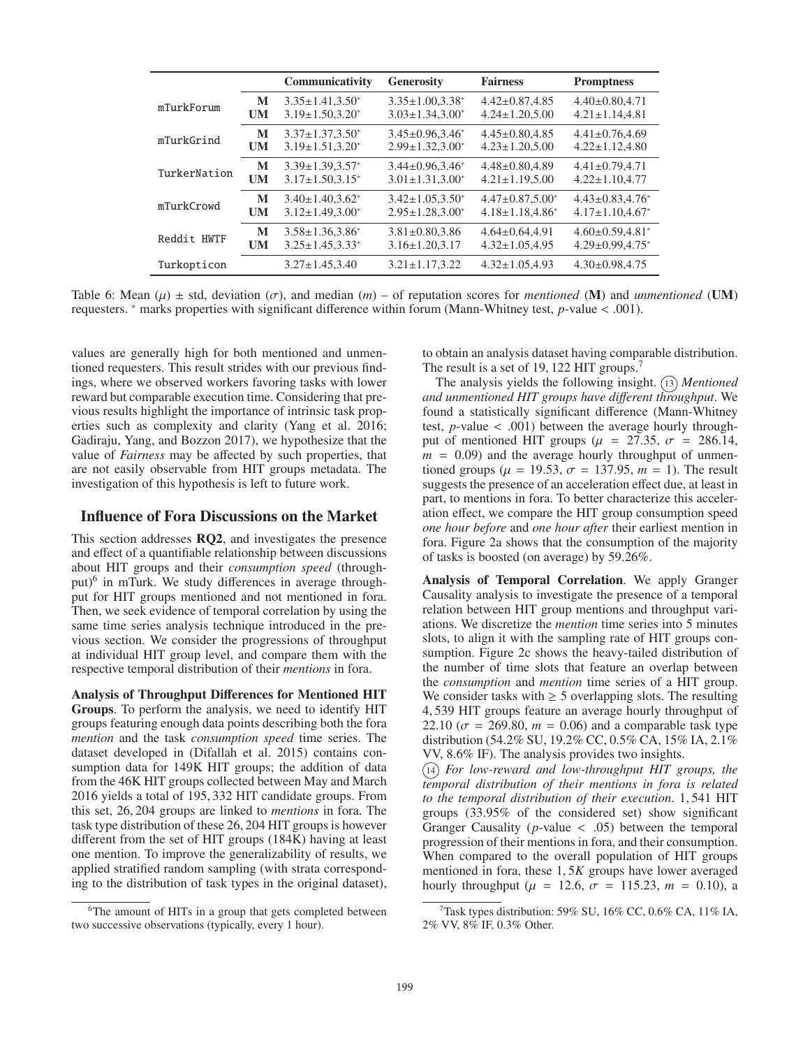| | | Communicativity | Generosity | Fairness | Promptness |
|---|---|---|---|---|---|
| mTurkForum | M | $3.35{\pm}1.41{,}3.50^*$ | $3.35{\pm}1.00{,}3.38^*$ | $4.42{\pm}0.87{,}4.85$ | $4.40{\pm}0.80{,}4.71$ |
| | UM | $3.19{\pm}1.50{,}3.20^*$ | $3.03{\pm}1.34{,}3.00^*$ | $4.24{\pm}1.20{,}5.00$ | $4.21{\pm}1.14{,}4.81$ |
| mTurkGrind | M | $3.37{\pm}1.37{,}3.50^*$ | $3.45{\pm}0.96{,}3.46^*$ | $4.45{\pm}0.80{,}4.85$ | $4.41{\pm}0.76{,}4.69$ |
| | UM | $3.19{\pm}1.51{,}3.20^*$ | $2.99{\pm}1.32{,}3.00^*$ | $4.23{\pm}1.20{,}5.00$ | $4.22{\pm}1.12{,}4.80$ |
| TurkerNation | M | $3.39{\pm}1.39{,}3.57^*$ | $3.44{\pm}0.96{,}3.46^*$ | $4.48{\pm}0.80{,}4.89$ | $4.41{\pm}0.79{,}4.71$ |
| | UM | $3.17{\pm}1.50{,}3.15^*$ | $3.01{\pm}1.31{,}3.00^*$ | $4.21{\pm}1.19{,}5.00$ | $4.22{\pm}1.10{,}4.77$ |
| mTurkCrowd | M | $3.40{\pm}1.40{,}3.62^*$ | $3.42{\pm}1.05{,}3.50^*$ | $4.47{\pm}0.87{,}5.00^*$ | $4.43{\pm}0.83{,}4.76^*$ |
| | UM | $3.12{\pm}1.49{,}3.00^*$ | $2.95{\pm}1.28{,}3.00^*$ | $4.18{\pm}1.18{,}4.86^*$ | $4.17{\pm}1.10{,}4.67^*$ |
| Reddit HWTF | M | $3.58{\pm}1.36{,}3.86^*$ | $3.81{\pm}0.80{,}3.86$ | $4.64{\pm}0.64{,}4.91$ | $4.60{\pm}0.59{,}4.81^*$ |
| | UM | $3.25{\pm}1.45{,}3.33^*$ | $3.16{\pm}1.20{,}3.17$ | $4.32{\pm}1.05{,}4.95$ | $4.29{\pm}0.99{,}4.75^*$ |
| Turkopticon | | $3.27{\pm}1.45{,}3.40$ | $3.21{\pm}1.17{,}3.22$ | $4.32{\pm}1.05{,}4.93$ | $4.30{\pm}0.98{,}4.75$ |

Table 6: Mean ($\mu$) ± std, deviation ($\sigma$), and median ($m$) – of reputation scores for *mentioned* (**M**) and *unmentioned* (**UM**) requesters. * marks properties with significant difference within forum (Mann-Whitney test, $p$-value < .001).

values are generally high for both mentioned and unmentioned requesters. This result strides with our previous findings, where we observed workers favoring tasks with lower reward but comparable execution time. Considering that previous results highlight the importance of intrinsic task properties such as complexity and clarity (Yang et al. 2016; Gadiraju, Yang, and Bozzon 2017), we hypothesize that the value of *Fairness* may be affected by such properties, that are not easily observable from HIT groups metadata. The investigation of this hypothesis is left to future work.

## Influence of Fora Discussions on the Market

This section addresses **RQ2**, and investigates the presence and effect of a quantifiable relationship between discussions about HIT groups and their *consumption speed* (throughput)[6] in mTurk. We study differences in average throughput for HIT groups mentioned and not mentioned in fora. Then, we seek evidence of temporal correlation by using the same time series analysis technique introduced in the previous section. We consider the progressions of throughput at individual HIT group level, and compare them with the respective temporal distribution of their *mentions* in fora.

**Analysis of Throughput Differences for Mentioned HIT Groups**. To perform the analysis, we need to identify HIT groups featuring enough data points describing both the fora *mention* and the task *consumption speed* time series. The dataset developed in (Difallah et al. 2015) contains consumption data for 149K HIT groups; the addition of data from the 46K HIT groups collected between May and March 2016 yields a total of 195,332 HIT candidate groups. From this set, 26,204 groups are linked to *mentions* in fora. The task type distribution of these 26,204 HIT groups is however different from the set of HIT groups (184K) having at least one mention. To improve the generalizability of results, we applied stratified random sampling (with strata corresponding to the distribution of task types in the original dataset), to obtain an analysis dataset having comparable distribution. The result is a set of 19,122 HIT groups.[7]

The analysis yields the following insight. (13) *Mentioned and unmentioned HIT groups have different throughput*. We found a statistically significant difference (Mann-Whitney test, $p$-value < .001) between the average hourly throughput of mentioned HIT groups ($\mu$ = 27.35, $\sigma$ = 286.14, $m$ = 0.09) and the average hourly throughput of unmentioned groups ($\mu$ = 19.53, $\sigma$ = 137.95, $m$ = 1). The result suggests the presence of an acceleration effect due, at least in part, to mentions in fora. To better characterize this acceleration effect, we compare the HIT group consumption speed *one hour before* and *one hour after* their earliest mention in fora. Figure 2a shows that the consumption of the majority of tasks is boosted (on average) by 59.26%.

**Analysis of Temporal Correlation**. We apply Granger Causality analysis to investigate the presence of a temporal relation between HIT group mentions and throughput variations. We discretize the *mention* time series into 5 minutes slots, to align it with the sampling rate of HIT groups consumption. Figure 2c shows the heavy-tailed distribution of the number of time slots that feature an overlap between the *consumption* and *mention* time series of a HIT group. We consider tasks with ≥ 5 overlapping slots. The resulting 4,539 HIT groups feature an average hourly throughput of 22.10 ($\sigma$ = 269.80, $m$ = 0.06) and a comparable task type distribution (54.2% SU, 19.2% CC, 0.5% CA, 15% IA, 2.1% VV, 8.6% IF). The analysis provides two insights.

(14) *For low-reward and low-throughput HIT groups, the temporal distribution of their mentions in fora is related to the temporal distribution of their execution*. 1,541 HIT groups (33.95% of the considered set) show significant Granger Causality ($p$-value < .05) between the temporal progression of their mentions in fora, and their consumption. When compared to the overall population of HIT groups mentioned in fora, these 1,5$K$ groups have lower averaged hourly throughput ($\mu$ = 12.6, $\sigma$ = 115.23, $m$ = 0.10), a

[6] The amount of HITs in a group that gets completed between two successive observations (typically, every 1 hour).

[7] Task types distribution: 59% SU, 16% CC, 0.6% CA, 11% IA, 2% VV, 8% IF, 0.3% Other.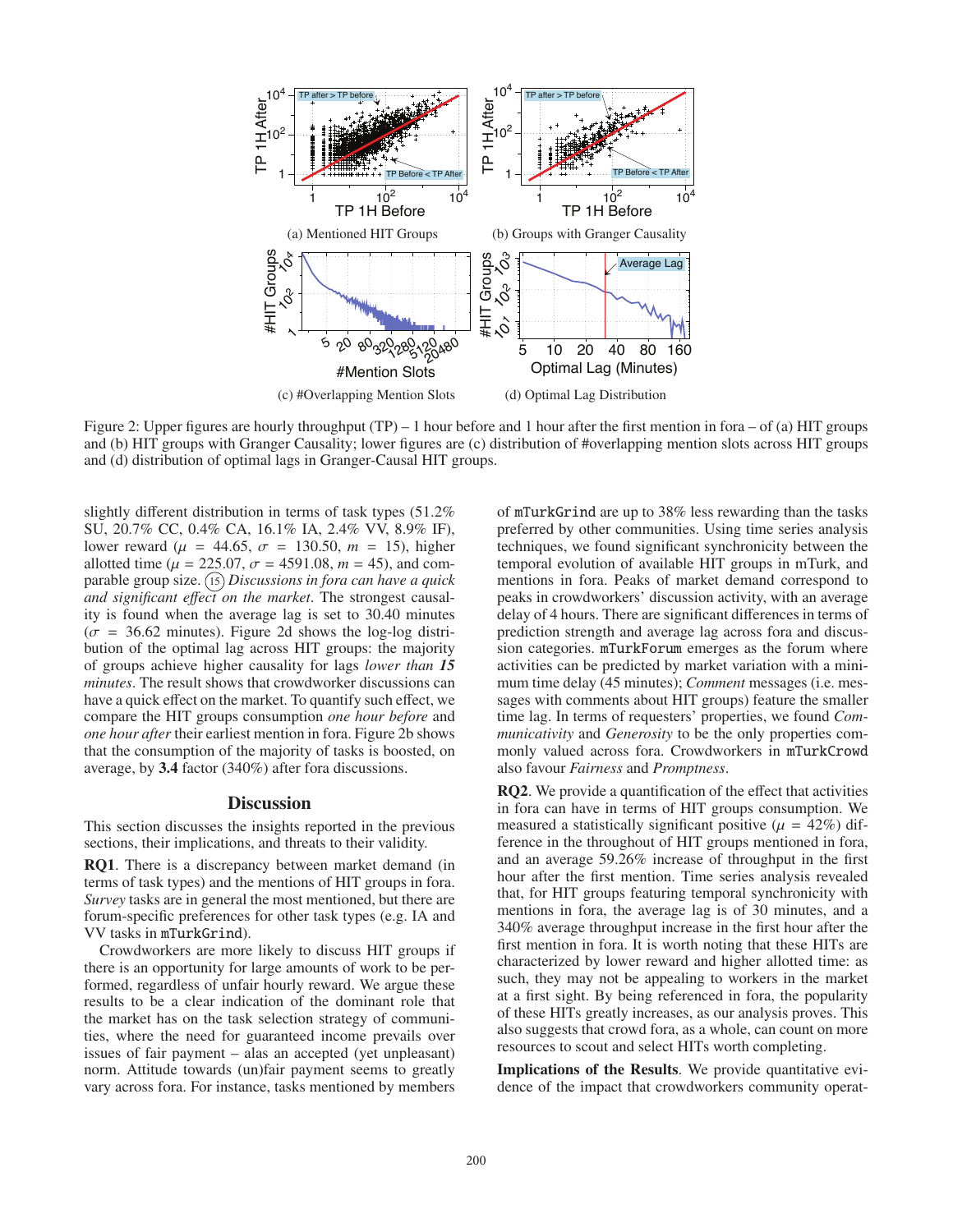Figure 2: Upper figures are hourly throughput (TP) – 1 hour before and 1 hour after the first mention in fora – of (a) HIT groups and (b) HIT groups with Granger Causality; lower figures are (c) distribution of #overlapping mention slots across HIT groups and (d) distribution of optimal lags in Granger-Causal HIT groups.

slightly different distribution in terms of task types (51.2% SU, 20.7% CC, 0.4% CA, 16.1% IA, 2.4% VV, 8.9% IF), lower reward ($\mu$ = 44.65, $\sigma$ = 130.50, $m$ = 15), higher allotted time ($\mu$ = 225.07, $\sigma$ = 4591.08, $m$ = 45), and comparable group size. (15) *Discussions in fora can have a quick and significant effect on the market*. The strongest causality is found when the average lag is set to 30.40 minutes ($\sigma$ = 36.62 minutes). Figure 2d shows the log-log distribution of the optimal lag across HIT groups: the majority of groups achieve higher causality for lags *lower than **15** minutes*. The result shows that crowdworker discussions can have a quick effect on the market. To quantify such effect, we compare the HIT groups consumption *one hour before* and *one hour after* their earliest mention in fora. Figure 2b shows that the consumption of the majority of tasks is boosted, on average, by **3.4** factor (340%) after fora discussions.

## Discussion

This section discusses the insights reported in the previous sections, their implications, and threats to their validity.

**RQ1**. There is a discrepancy between market demand (in terms of task types) and the mentions of HIT groups in fora. *Survey* tasks are in general the most mentioned, but there are forum-specific preferences for other task types (e.g. IA and VV tasks in mTurkGrind).

Crowdworkers are more likely to discuss HIT groups if there is an opportunity for large amounts of work to be performed, regardless of unfair hourly reward. We argue these results to be a clear indication of the dominant role that the market has on the task selection strategy of communities, where the need for guaranteed income prevails over issues of fair payment – alas an accepted (yet unpleasant) norm. Attitude towards (un)fair payment seems to greatly vary across fora. For instance, tasks mentioned by members of mTurkGrind are up to 38% less rewarding than the tasks preferred by other communities. Using time series analysis techniques, we found significant synchronicity between the temporal evolution of available HIT groups in mTurk, and mentions in fora. Peaks of market demand correspond to peaks in crowdworkers' discussion activity, with an average delay of 4 hours. There are significant differences in terms of prediction strength and average lag across fora and discussion categories. mTurkForum emerges as the forum where activities can be predicted by market variation with a minimum time delay (45 minutes); *Comment* messages (i.e. messages with comments about HIT groups) feature the smaller time lag. In terms of requesters' properties, we found *Communicativity* and *Generosity* to be the only properties commonly valued across fora. Crowdworkers in mTurkCrowd also favour *Fairness* and *Promptness*.

**RQ2**. We provide a quantification of the effect that activities in fora can have in terms of HIT groups consumption. We measured a statistically significant positive ($\mu$ = 42%) difference in the throughout of HIT groups mentioned in fora, and an average 59.26% increase of throughput in the first hour after the first mention. Time series analysis revealed that, for HIT groups featuring temporal synchronicity with mentions in fora, the average lag is of 30 minutes, and a 340% average throughput increase in the first hour after the first mention in fora. It is worth noting that these HITs are characterized by lower reward and higher allotted time: as such, they may not be appealing to workers in the market at a first sight. By being referenced in fora, the popularity of these HITs greatly increases, as our analysis proves. This also suggests that crowd fora, as a whole, can count on more resources to scout and select HITs worth completing.

**Implications of the Results**. We provide quantitative evidence of the impact that crowdworkers community operat-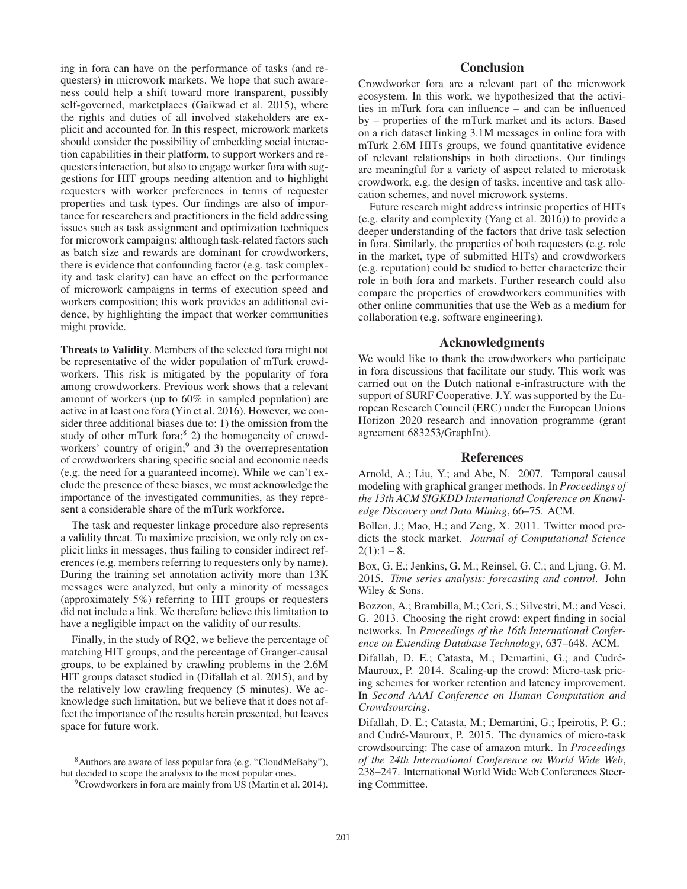ing in fora can have on the performance of tasks (and requesters) in microwork markets. We hope that such awareness could help a shift toward more transparent, possibly self-governed, marketplaces (Gaikwad et al. 2015), where the rights and duties of all involved stakeholders are explicit and accounted for. In this respect, microwork markets should consider the possibility of embedding social interaction capabilities in their platform, to support workers and requesters interaction, but also to engage worker fora with suggestions for HIT groups needing attention and to highlight requesters with worker preferences in terms of requester properties and task types. Our findings are also of importance for researchers and practitioners in the field addressing issues such as task assignment and optimization techniques for microwork campaigns: although task-related factors such as batch size and rewards are dominant for crowdworkers, there is evidence that confounding factor (e.g. task complexity and task clarity) can have an effect on the performance of microwork campaigns in terms of execution speed and workers composition; this work provides an additional evidence, by highlighting the impact that worker communities might provide.

**Threats to Validity**. Members of the selected fora might not be representative of the wider population of mTurk crowdworkers. This risk is mitigated by the popularity of fora among crowdworkers. Previous work shows that a relevant amount of workers (up to 60% in sampled population) are active in at least one fora (Yin et al. 2016). However, we consider three additional biases due to: 1) the omission from the study of other mTurk fora;[8] 2) the homogeneity of crowdworkers' country of origin;[9] and 3) the overrepresentation of crowdworkers sharing specific social and economic needs (e.g. the need for a guaranteed income). While we can't exclude the presence of these biases, we must acknowledge the importance of the investigated communities, as they represent a considerable share of the mTurk workforce.

The task and requester linkage procedure also represents a validity threat. To maximize precision, we only rely on explicit links in messages, thus failing to consider indirect references (e.g. members referring to requesters only by name). During the training set annotation activity more than 13K messages were analyzed, but only a minority of messages (approximately 5%) referring to HIT groups or requesters did not include a link. We therefore believe this limitation to have a negligible impact on the validity of our results.

Finally, in the study of RQ2, we believe the percentage of matching HIT groups, and the percentage of Granger-causal groups, to be explained by crawling problems in the 2.6M HIT groups dataset studied in (Difallah et al. 2015), and by the relatively low crawling frequency (5 minutes). We acknowledge such limitation, but we believe that it does not affect the importance of the results herein presented, but leaves space for future work.

[8] Authors are aware of less popular fora (e.g. "CloudMeBaby"), but decided to scope the analysis to the most popular ones.

[9] Crowdworkers in fora are mainly from US (Martin et al. 2014).

## Conclusion

Crowdworker fora are a relevant part of the microwork ecosystem. In this work, we hypothesized that the activities in mTurk fora can influence – and can be influenced by – properties of the mTurk market and its actors. Based on a rich dataset linking 3.1M messages in online fora with mTurk 2.6M HITs groups, we found quantitative evidence of relevant relationships in both directions. Our findings are meaningful for a variety of aspect related to microtask crowdwork, e.g. the design of tasks, incentive and task allocation schemes, and novel microwork systems.

Future research might address intrinsic properties of HITs (e.g. clarity and complexity (Yang et al. 2016)) to provide a deeper understanding of the factors that drive task selection in fora. Similarly, the properties of both requesters (e.g. role in the market, type of submitted HITs) and crowdworkers (e.g. reputation) could be studied to better characterize their role in both fora and markets. Further research could also compare the properties of crowdworkers communities with other online communities that use the Web as a medium for collaboration (e.g. software engineering).

## Acknowledgments

We would like to thank the crowdworkers who participate in fora discussions that facilitate our study. This work was carried out on the Dutch national e-infrastructure with the support of SURF Cooperative. J.Y. was supported by the European Research Council (ERC) under the European Unions Horizon 2020 research and innovation programme (grant agreement 683253/GraphInt).

## References

Arnold, A.; Liu, Y.; and Abe, N. 2007. Temporal causal modeling with graphical granger methods. In *Proceedings of the 13th ACM SIGKDD International Conference on Knowledge Discovery and Data Mining*, 66–75. ACM.

Bollen, J.; Mao, H.; and Zeng, X. 2011. Twitter mood predicts the stock market. *Journal of Computational Science* 2(1):1 – 8.

Box, G. E.; Jenkins, G. M.; Reinsel, G. C.; and Ljung, G. M. 2015. *Time series analysis: forecasting and control*. John Wiley & Sons.

Bozzon, A.; Brambilla, M.; Ceri, S.; Silvestri, M.; and Vesci, G. 2013. Choosing the right crowd: expert finding in social networks. In *Proceedings of the 16th International Conference on Extending Database Technology*, 637–648. ACM.

Difallah, D. E.; Catasta, M.; Demartini, G.; and Cudré-Mauroux, P. 2014. Scaling-up the crowd: Micro-task pricing schemes for worker retention and latency improvement. In *Second AAAI Conference on Human Computation and Crowdsourcing*.

Difallah, D. E.; Catasta, M.; Demartini, G.; Ipeirotis, P. G.; and Cudré-Mauroux, P. 2015. The dynamics of micro-task crowdsourcing: The case of amazon mturk. In *Proceedings of the 24th International Conference on World Wide Web*, 238–247. International World Wide Web Conferences Steering Committee.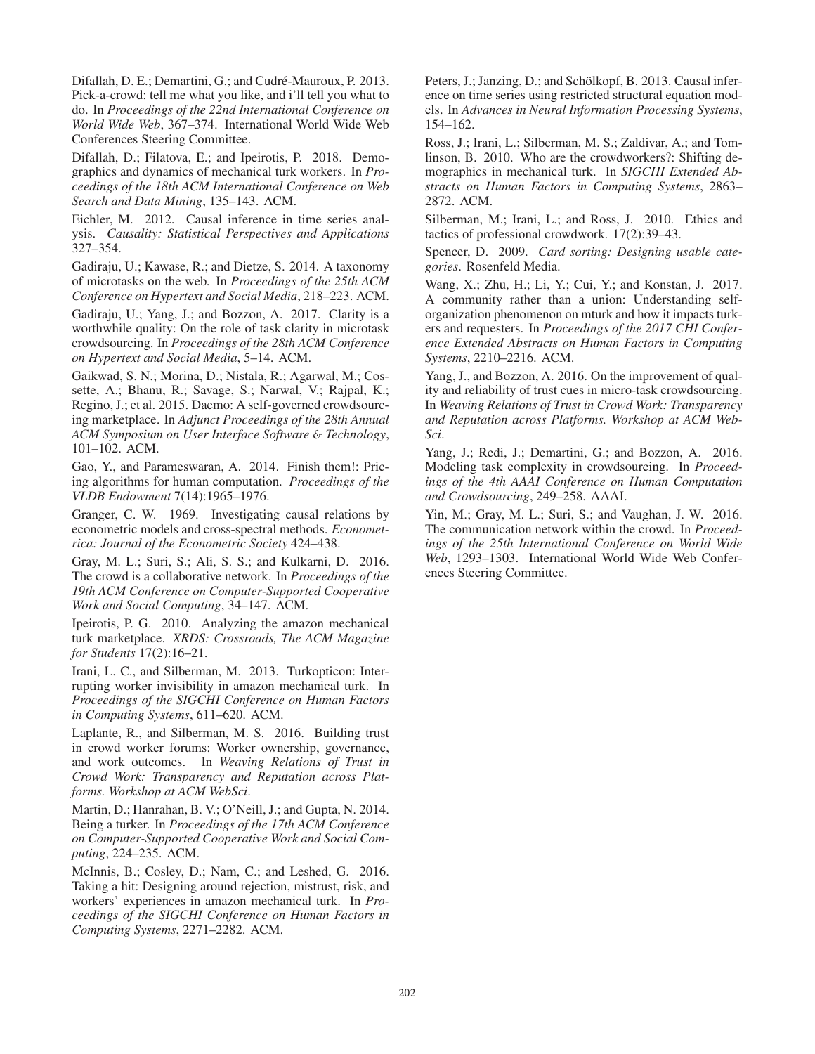Difallah, D. E.; Demartini, G.; and Cudré-Mauroux, P. 2013. Pick-a-crowd: tell me what you like, and i'll tell you what to do. In *Proceedings of the 22nd International Conference on World Wide Web*, 367–374. International World Wide Web Conferences Steering Committee.

Difallah, D.; Filatova, E.; and Ipeirotis, P. 2018. Demographics and dynamics of mechanical turk workers. In *Proceedings of the 18th ACM International Conference on Web Search and Data Mining*, 135–143. ACM.

Eichler, M. 2012. Causal inference in time series analysis. *Causality: Statistical Perspectives and Applications* 327–354.

Gadiraju, U.; Kawase, R.; and Dietze, S. 2014. A taxonomy of microtasks on the web. In *Proceedings of the 25th ACM Conference on Hypertext and Social Media*, 218–223. ACM.

Gadiraju, U.; Yang, J.; and Bozzon, A. 2017. Clarity is a worthwhile quality: On the role of task clarity in microtask crowdsourcing. In *Proceedings of the 28th ACM Conference on Hypertext and Social Media*, 5–14. ACM.

Gaikwad, S. N.; Morina, D.; Nistala, R.; Agarwal, M.; Cossette, A.; Bhanu, R.; Savage, S.; Narwal, V.; Rajpal, K.; Regino, J.; et al. 2015. Daemo: A self-governed crowdsourcing marketplace. In *Adjunct Proceedings of the 28th Annual ACM Symposium on User Interface Software & Technology*, 101–102. ACM.

Gao, Y., and Parameswaran, A. 2014. Finish them!: Pricing algorithms for human computation. *Proceedings of the VLDB Endowment* 7(14):1965–1976.

Granger, C. W. 1969. Investigating causal relations by econometric models and cross-spectral methods. *Econometrica: Journal of the Econometric Society* 424–438.

Gray, M. L.; Suri, S.; Ali, S. S.; and Kulkarni, D. 2016. The crowd is a collaborative network. In *Proceedings of the 19th ACM Conference on Computer-Supported Cooperative Work and Social Computing*, 34–147. ACM.

Ipeirotis, P. G. 2010. Analyzing the amazon mechanical turk marketplace. *XRDS: Crossroads, The ACM Magazine for Students* 17(2):16–21.

Irani, L. C., and Silberman, M. 2013. Turkopticon: Interrupting worker invisibility in amazon mechanical turk. In *Proceedings of the SIGCHI Conference on Human Factors in Computing Systems*, 611–620. ACM.

Laplante, R., and Silberman, M. S. 2016. Building trust in crowd worker forums: Worker ownership, governance, and work outcomes. In *Weaving Relations of Trust in Crowd Work: Transparency and Reputation across Platforms. Workshop at ACM WebSci*.

Martin, D.; Hanrahan, B. V.; O'Neill, J.; and Gupta, N. 2014. Being a turker. In *Proceedings of the 17th ACM Conference on Computer-Supported Cooperative Work and Social Computing*, 224–235. ACM.

McInnis, B.; Cosley, D.; Nam, C.; and Leshed, G. 2016. Taking a hit: Designing around rejection, mistrust, risk, and workers' experiences in amazon mechanical turk. In *Proceedings of the SIGCHI Conference on Human Factors in Computing Systems*, 2271–2282. ACM.

Peters, J.; Janzing, D.; and Schölkopf, B. 2013. Causal inference on time series using restricted structural equation models. In *Advances in Neural Information Processing Systems*, 154–162.

Ross, J.; Irani, L.; Silberman, M. S.; Zaldivar, A.; and Tomlinson, B. 2010. Who are the crowdworkers?: Shifting demographics in mechanical turk. In *SIGCHI Extended Abstracts on Human Factors in Computing Systems*, 2863–2872. ACM.

Silberman, M.; Irani, L.; and Ross, J. 2010. Ethics and tactics of professional crowdwork. 17(2):39–43.

Spencer, D. 2009. *Card sorting: Designing usable categories*. Rosenfeld Media.

Wang, X.; Zhu, H.; Li, Y.; Cui, Y.; and Konstan, J. 2017. A community rather than a union: Understanding self-organization phenomenon on mturk and how it impacts turkers and requesters. In *Proceedings of the 2017 CHI Conference Extended Abstracts on Human Factors in Computing Systems*, 2210–2216. ACM.

Yang, J., and Bozzon, A. 2016. On the improvement of quality and reliability of trust cues in micro-task crowdsourcing. In *Weaving Relations of Trust in Crowd Work: Transparency and Reputation across Platforms. Workshop at ACM WebSci*.

Yang, J.; Redi, J.; Demartini, G.; and Bozzon, A. 2016. Modeling task complexity in crowdsourcing. In *Proceedings of the 4th AAAI Conference on Human Computation and Crowdsourcing*, 249–258. AAAI.

Yin, M.; Gray, M. L.; Suri, S.; and Vaughan, J. W. 2016. The communication network within the crowd. In *Proceedings of the 25th International Conference on World Wide Web*, 1293–1303. International World Wide Web Conferences Steering Committee.